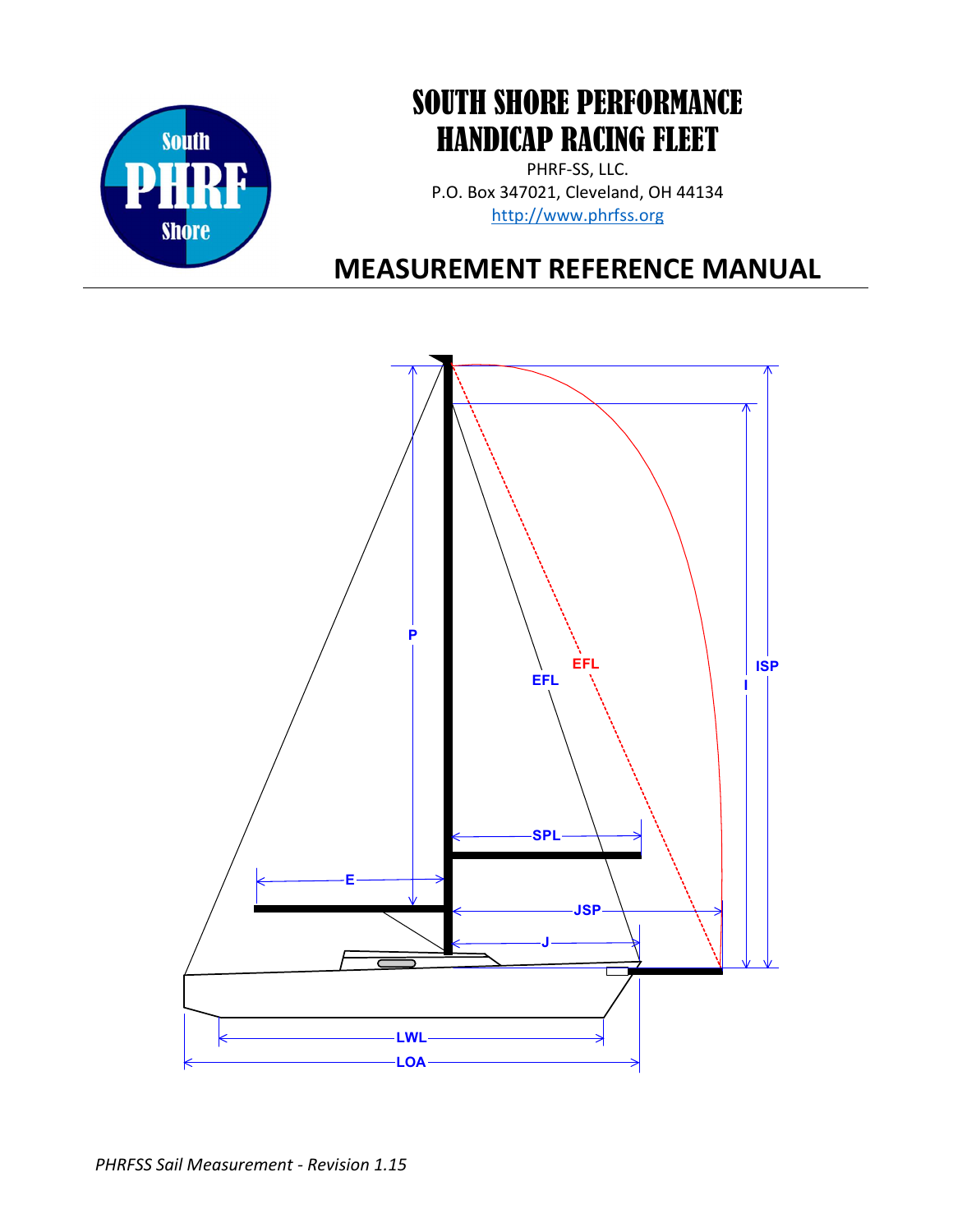South PHRF Shore

# SOUTH SHORE PERFORMANCE HANDICAP RACING FLEET

PHRF-SS, LLC.
P.O. Box 347021, Cleveland, OH 44134
http://www.phrfss.org

## MEASUREMENT REFERENCE MANUAL

P

EFL

EFL

ISP

I

SPL

E

JSP

J

LWL

LOA

*PHRFSS Sail Measurement - Revision 1.15*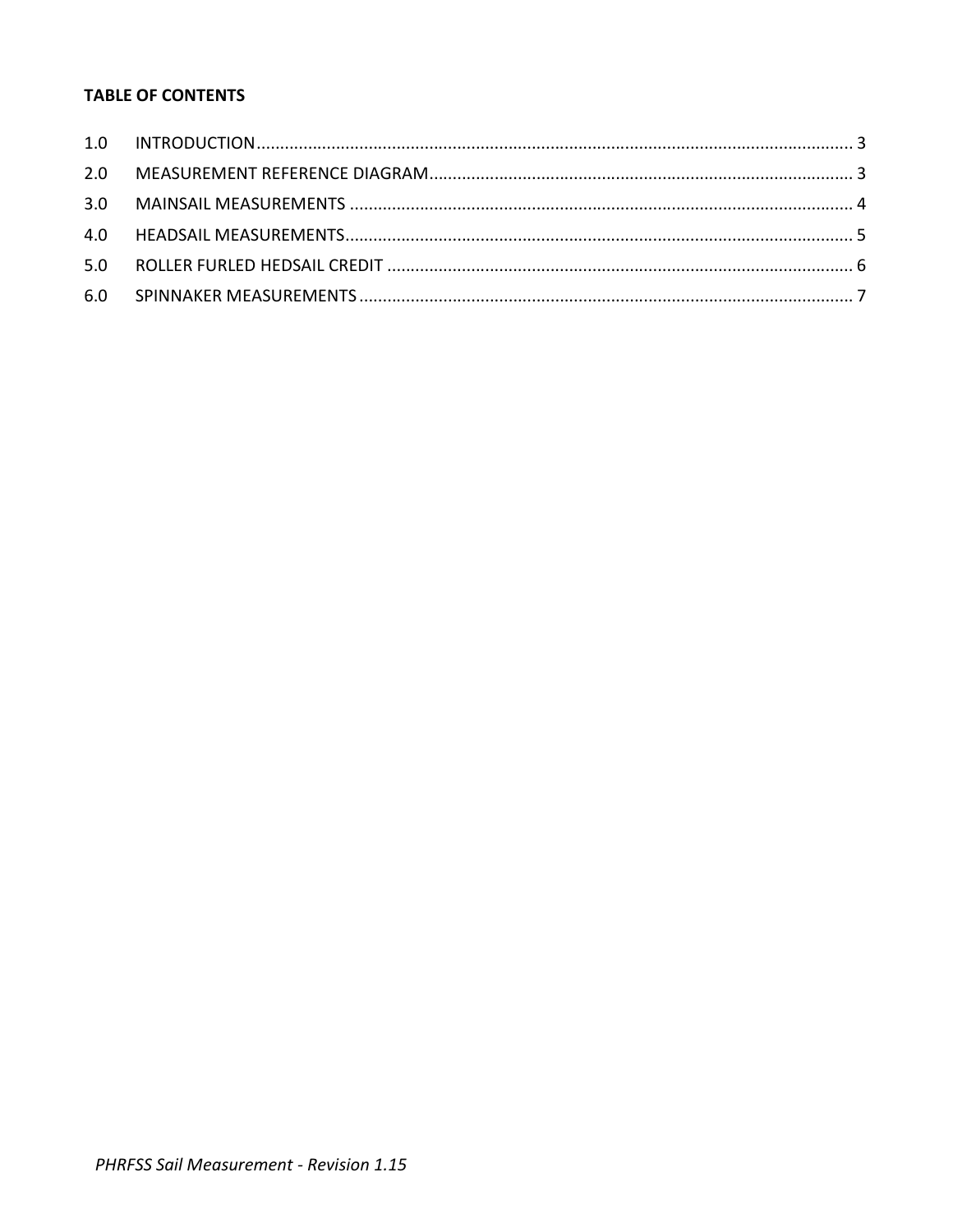**TABLE OF CONTENTS**

1.0 INTRODUCTION ........................................................................................................................ 3
2.0 MEASUREMENT REFERENCE DIAGRAM ........................................................................................ 3
3.0 MAINSAIL MEASUREMENTS ........................................................................................................ 4
4.0 HEADSAIL MEASUREMENTS ........................................................................................................ 5
5.0 ROLLER FURLED HEDSAIL CREDIT ................................................................................................ 6
6.0 SPINNAKER MEASUREMENTS ...................................................................................................... 7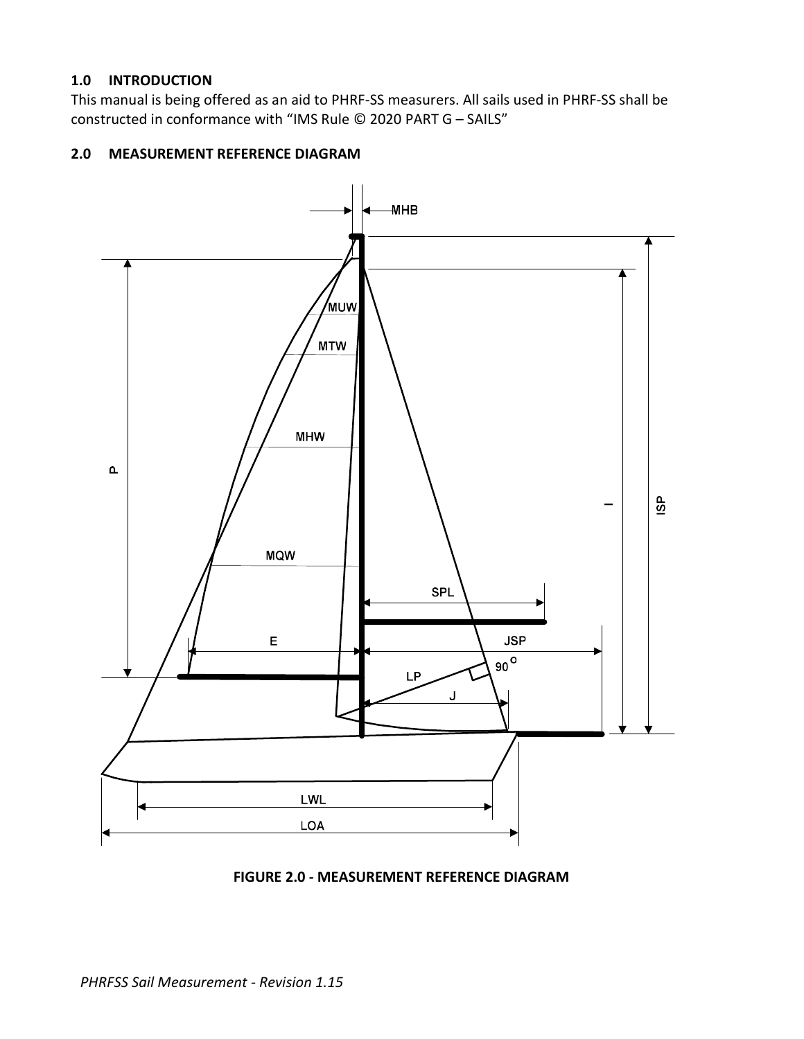## 1.0 INTRODUCTION

This manual is being offered as an aid to PHRF-SS measurers. All sails used in PHRF-SS shall be constructed in conformance with "IMS Rule © 2020 PART G – SAILS"

## 2.0 MEASUREMENT REFERENCE DIAGRAM

**FIGURE 2.0 - MEASUREMENT REFERENCE DIAGRAM**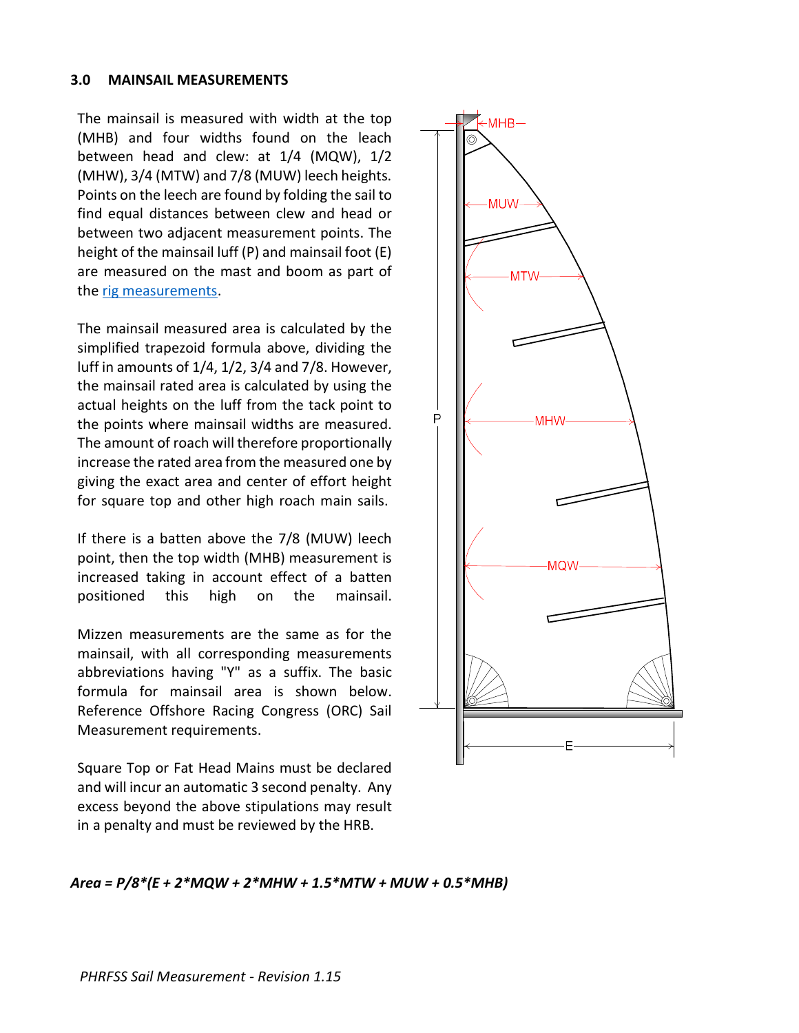## 3.0 MAINSAIL MEASUREMENTS

The mainsail is measured with width at the top (MHB) and four widths found on the leach between head and clew: at 1/4 (MQW), 1/2 (MHW), 3/4 (MTW) and 7/8 (MUW) leech heights. Points on the leech are found by folding the sail to find equal distances between clew and head or between two adjacent measurement points. The height of the mainsail luff (P) and mainsail foot (E) are measured on the mast and boom as part of the rig measurements.

The mainsail measured area is calculated by the simplified trapezoid formula above, dividing the luff in amounts of 1/4, 1/2, 3/4 and 7/8. However, the mainsail rated area is calculated by using the actual heights on the luff from the tack point to the points where mainsail widths are measured. The amount of roach will therefore proportionally increase the rated area from the measured one by giving the exact area and center of effort height for square top and other high roach main sails.

If there is a batten above the 7/8 (MUW) leech point, then the top width (MHB) measurement is increased taking in account effect of a batten positioned this high on the mainsail.

Mizzen measurements are the same as for the mainsail, with all corresponding measurements abbreviations having "Y" as a suffix. The basic formula for mainsail area is shown below. Reference Offshore Racing Congress (ORC) Sail Measurement requirements.

Square Top or Fat Head Mains must be declared and will incur an automatic 3 second penalty. Any excess beyond the above stipulations may result in a penalty and must be reviewed by the HRB.

MHB
MUW
MTW
P
MHW
MQW
E

$$Area = P/8 \cdot (E + 2 \cdot MQW + 2 \cdot MHW + 1.5 \cdot MTW + MUW + 0.5 \cdot MHB)$$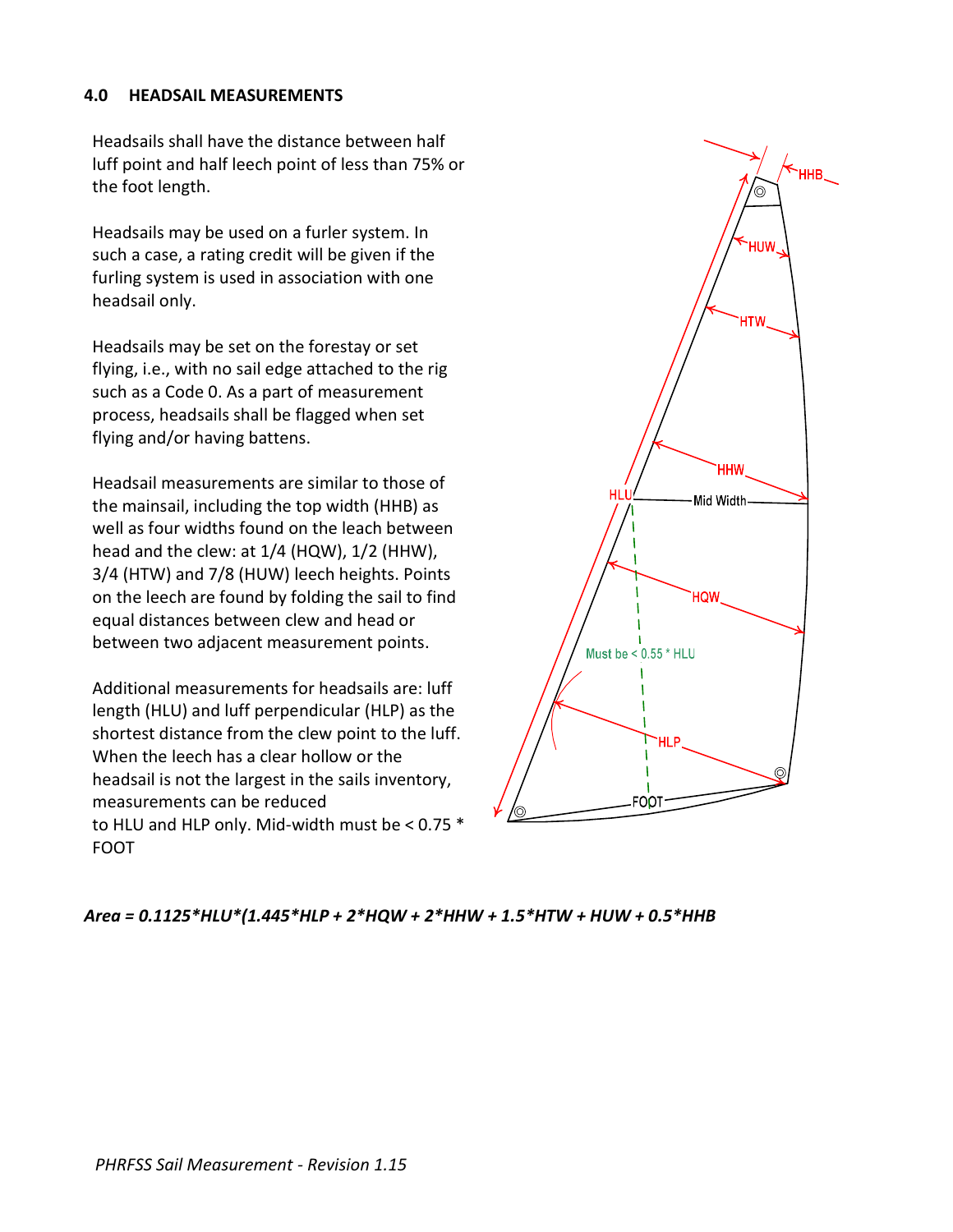## 4.0 HEADSAIL MEASUREMENTS

Headsails shall have the distance between half luff point and half leech point of less than 75% or the foot length.

Headsails may be used on a furler system. In such a case, a rating credit will be given if the furling system is used in association with one headsail only.

Headsails may be set on the forestay or set flying, i.e., with no sail edge attached to the rig such as a Code 0. As a part of measurement process, headsails shall be flagged when set flying and/or having battens.

Headsail measurements are similar to those of the mainsail, including the top width (HHB) as well as four widths found on the leach between head and the clew: at 1/4 (HQW), 1/2 (HHW), 3/4 (HTW) and 7/8 (HUW) leech heights. Points on the leech are found by folding the sail to find equal distances between clew and head or between two adjacent measurement points.

Additional measurements for headsails are: luff length (HLU) and luff perpendicular (HLP) as the shortest distance from the clew point to the luff. When the leech has a clear hollow or the headsail is not the largest in the sails inventory, measurements can be reduced to HLU and HLP only. Mid-width must be < 0.75 * FOOT

HHB

HUW

HTW

HHW

HLU

Mid Width

HQW

Must be < 0.55 * HLU

HLP

FOOT

***Area = 0.1125*HLU*(1.445*HLP + 2*HQW + 2*HHW + 1.5*HTW + HUW + 0.5*HHB***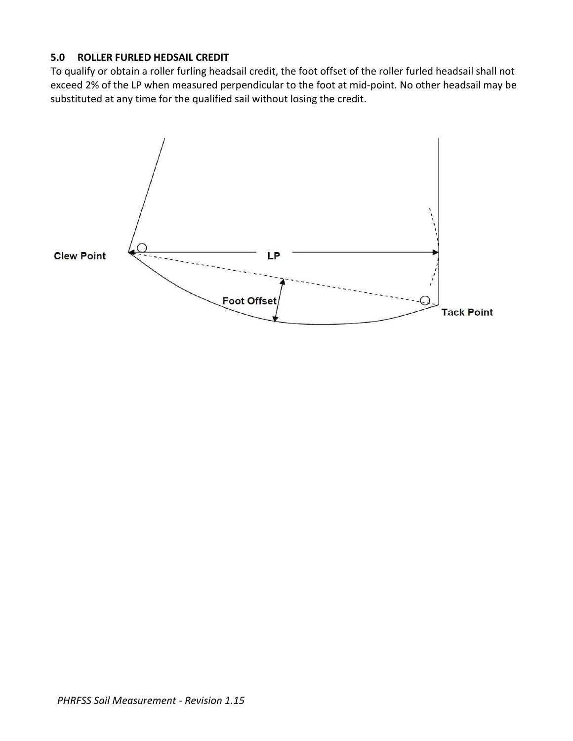## 5.0 ROLLER FURLED HEDSAIL CREDIT

To qualify or obtain a roller furling headsail credit, the foot offset of the roller furled headsail shall not exceed 2% of the LP when measured perpendicular to the foot at mid-point. No other headsail may be substituted at any time for the qualified sail without losing the credit.

Clew Point

LP

Foot Offset

Tack Point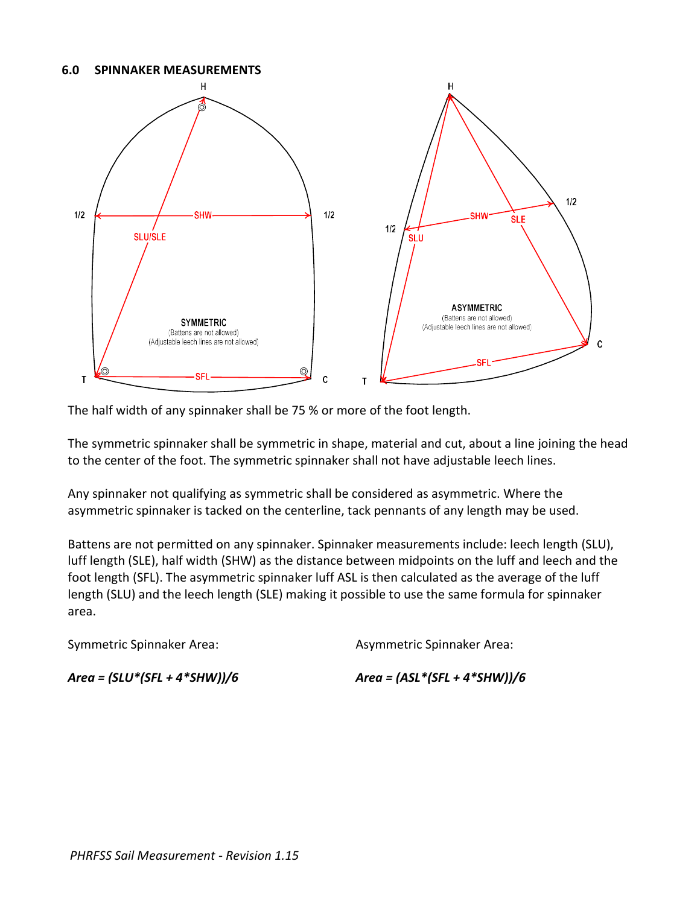### 6.0 SPINNAKER MEASUREMENTS

H

1/2

SHW

1/2

SLU/SLE

SYMMETRIC

(Battens are not allowed)

(Adjustable leech lines are not allowed)

T

SFL

C

H

1/2

SHW

SLE

1/2

SLU

ASYMMETRIC

(Battens are not allowed)

(Adjustable leech lines are not allowed)

C

T

SFL

The half width of any spinnaker shall be 75 % or more of the foot length.

The symmetric spinnaker shall be symmetric in shape, material and cut, about a line joining the head to the center of the foot. The symmetric spinnaker shall not have adjustable leech lines.

Any spinnaker not qualifying as symmetric shall be considered as asymmetric. Where the asymmetric spinnaker is tacked on the centerline, tack pennants of any length may be used.

Battens are not permitted on any spinnaker. Spinnaker measurements include: leech length (SLU), luff length (SLE), half width (SHW) as the distance between midpoints on the luff and leech and the foot length (SFL). The asymmetric spinnaker luff ASL is then calculated as the average of the luff length (SLU) and the leech length (SLE) making it possible to use the same formula for spinnaker area.

Symmetric Spinnaker Area:

***Area = (SLU\*(SFL + 4\*SHW))/6***

Asymmetric Spinnaker Area:

***Area = (ASL\*(SFL + 4\*SHW))/6***